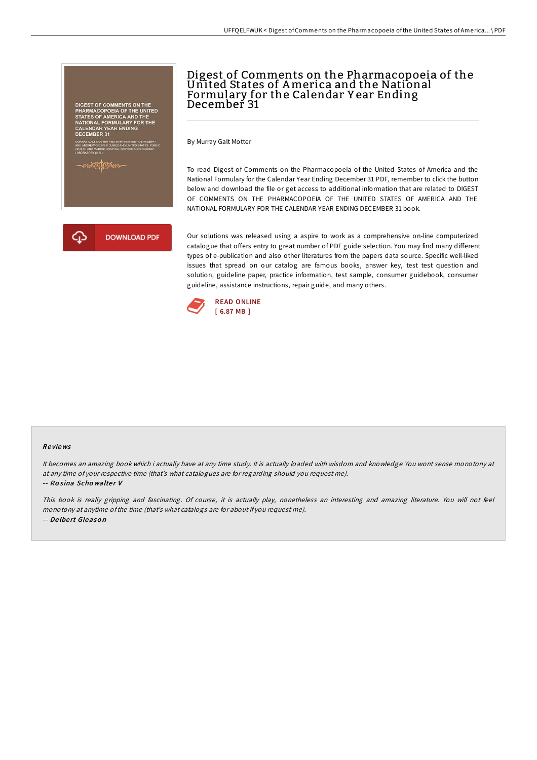# Digest of Comments on the Pharmacopoeia of the United States of America and the National Formulary for the Calendar Year Ending December 31

By Murray Galt Motter

To read Digest of Comments on the Pharmacopoeia of the United States of America and the National Formulary for the Calendar Year Ending December 31 PDF, remember to click the button below and download the file or get access to additional information that are related to DIGEST OF COMMENTS ON THE PHARMACOPOEIA OF THE UNITED STATES OF AMERICA AND THE NATIONAL FORMULARY FOR THE CALENDAR YEAR ENDING DECEMBER 31 book.

DOWNLOAD PDF

Our solutions was released using a aspire to work as a comprehensive on-line computerized catalogue that offers entry to great number of PDF guide selection. You may find many different types of e-publication and also other literatures from the papers data source. Specific well-liked issues that spread on our catalog are famous books, answer key, test test question and solution, guideline paper, practice information, test sample, consumer guidebook, consumer guideline, assistance instructions, repair guide, and many others.

READ ONLINE
[ 6.87 MB ]

## Reviews

*It becomes an amazing book which i actually have at any time study. It is actually loaded with wisdom and knowledge You wont sense monotony at at any time of your respective time (that's what catalogues are for regarding should you request me).*

-- ***Rosina Schowalter V***

*This book is really gripping and fascinating. Of course, it is actually play, nonetheless an interesting and amazing literature. You will not feel monotony at anytime of the time (that's what catalogs are for about if you request me).*

-- ***Delbert Gleason***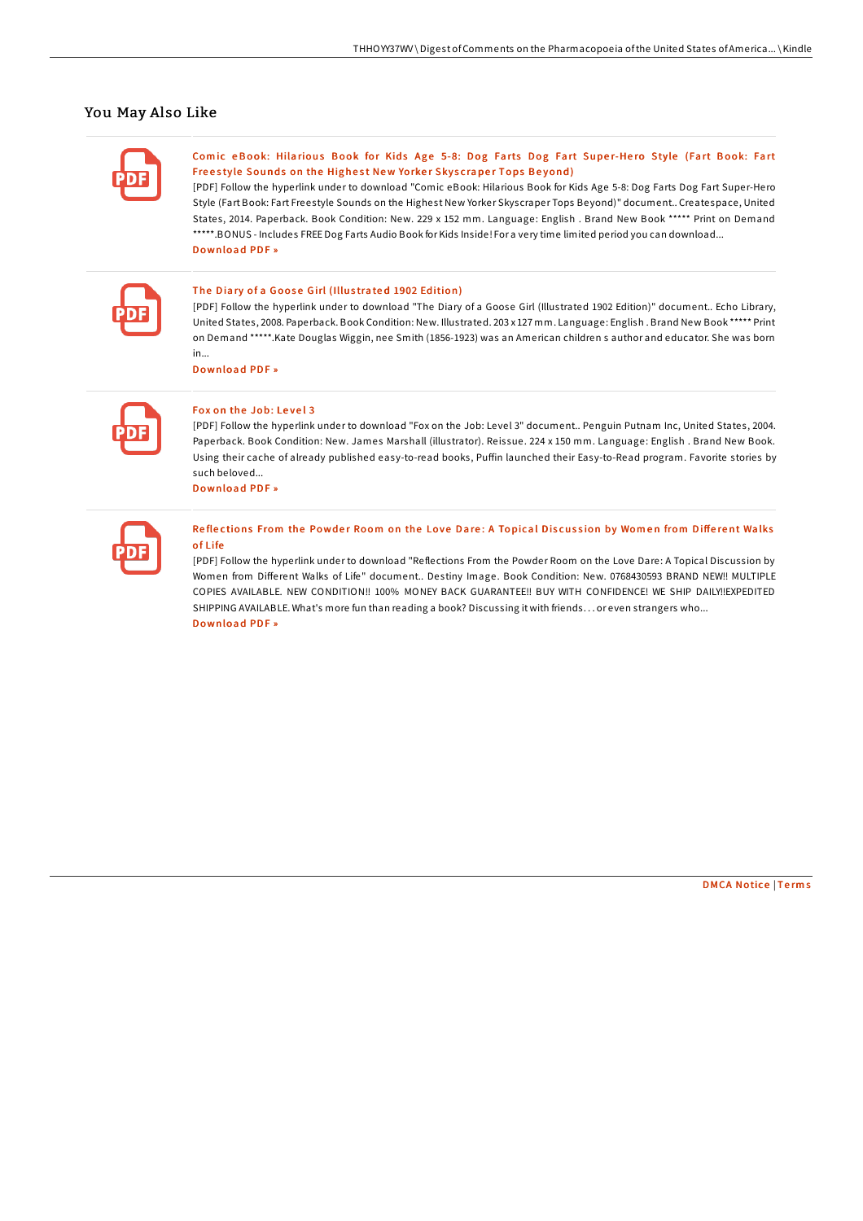## You May Also Like

### Comic eBook: Hilarious Book for Kids Age 5-8: Dog Farts Dog Fart Super-Hero Style (Fart Book: Fart Freestyle Sounds on the Highest New Yorker Skyscraper Tops Beyond)

[PDF] Follow the hyperlink under to download "Comic eBook: Hilarious Book for Kids Age 5-8: Dog Farts Dog Fart Super-Hero Style (Fart Book: Fart Freestyle Sounds on the Highest New Yorker Skyscraper Tops Beyond)" document.. Createspace, United States, 2014. Paperback. Book Condition: New. 229 x 152 mm. Language: English . Brand New Book ***** Print on Demand *****.BONUS - Includes FREE Dog Farts Audio Book for Kids Inside! For a very time limited period you can download...

Download PDF »

### The Diary of a Goose Girl (Illustrated 1902 Edition)

[PDF] Follow the hyperlink under to download "The Diary of a Goose Girl (Illustrated 1902 Edition)" document.. Echo Library, United States, 2008. Paperback. Book Condition: New. Illustrated. 203 x 127 mm. Language: English . Brand New Book ***** Print on Demand *****.Kate Douglas Wiggin, nee Smith (1856-1923) was an American children s author and educator. She was born in...

Download PDF »

### Fox on the Job: Level 3

[PDF] Follow the hyperlink under to download "Fox on the Job: Level 3" document.. Penguin Putnam Inc, United States, 2004. Paperback. Book Condition: New. James Marshall (illustrator). Reissue. 224 x 150 mm. Language: English . Brand New Book. Using their cache of already published easy-to-read books, Puffin launched their Easy-to-Read program. Favorite stories by such beloved...

Download PDF »

### Reflections From the Powder Room on the Love Dare: A Topical Discussion by Women from Different Walks of Life

[PDF] Follow the hyperlink under to download "Reflections From the Powder Room on the Love Dare: A Topical Discussion by Women from Different Walks of Life" document.. Destiny Image. Book Condition: New. 0768430593 BRAND NEW!! MULTIPLE COPIES AVAILABLE. NEW CONDITION!! 100% MONEY BACK GUARANTEE!! BUY WITH CONFIDENCE! WE SHIP DAILY!!EXPEDITED SHIPPING AVAILABLE. What's more fun than reading a book? Discussing it with friends. . . or even strangers who...

Download PDF »

DMCA Notice | Terms